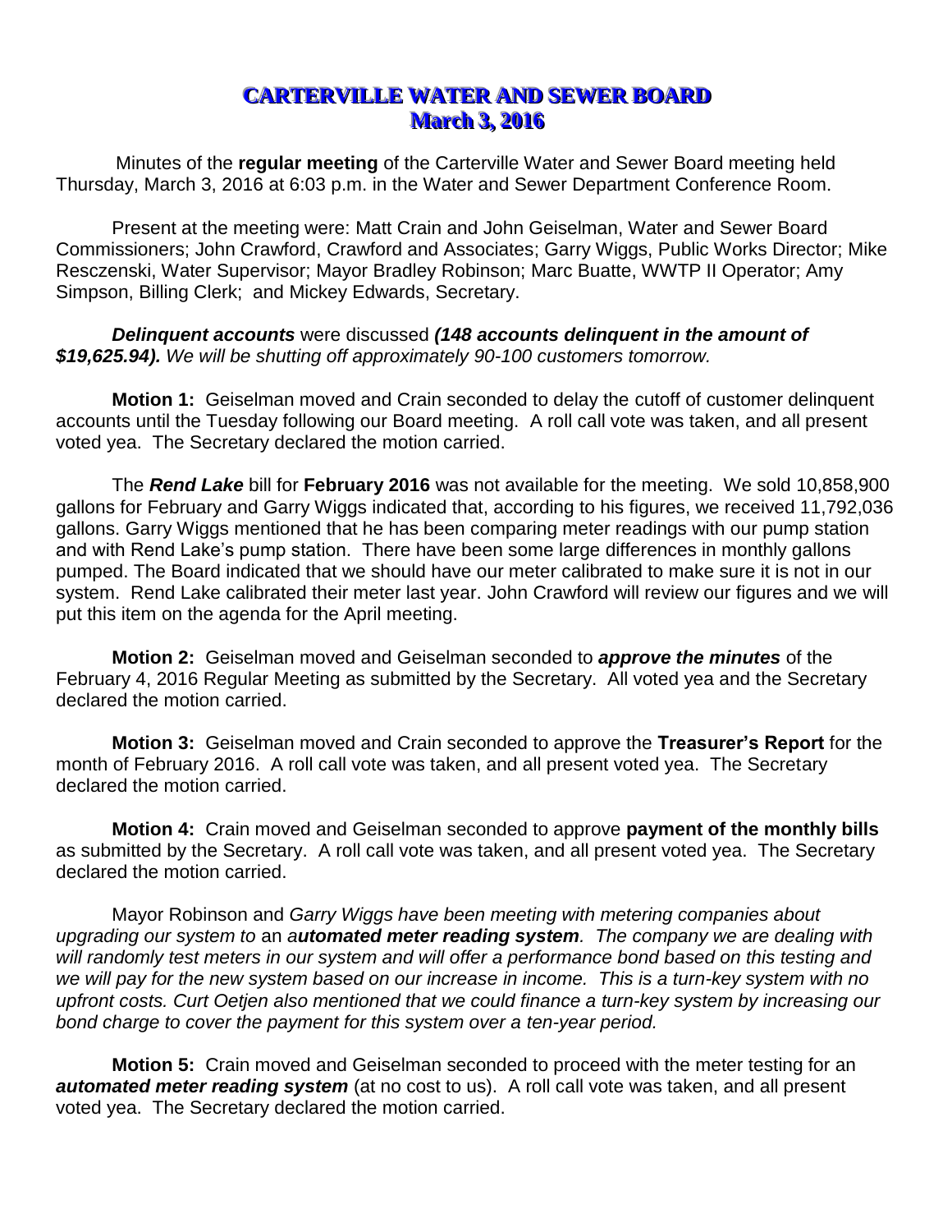# CARTERVILLE WATER AND SEWER BOARD
## March 3, 2016

Minutes of the **regular meeting** of the Carterville Water and Sewer Board meeting held Thursday, March 3, 2016 at 6:03 p.m. in the Water and Sewer Department Conference Room.

Present at the meeting were: Matt Crain and John Geiselman, Water and Sewer Board Commissioners; John Crawford, Crawford and Associates; Garry Wiggs, Public Works Director; Mike Resczenski, Water Supervisor; Mayor Bradley Robinson; Marc Buatte, WWTP II Operator; Amy Simpson, Billing Clerk; and Mickey Edwards, Secretary.

***Delinquent accounts*** *were discussed* ***(148 accounts delinquent in the amount of $19,625.94).*** *We will be shutting off approximately 90-100 customers tomorrow.*

**Motion 1:** Geiselman moved and Crain seconded to delay the cutoff of customer delinquent accounts until the Tuesday following our Board meeting. A roll call vote was taken, and all present voted yea. The Secretary declared the motion carried.

The ***Rend Lake*** bill for **February 2016** was not available for the meeting. We sold 10,858,900 gallons for February and Garry Wiggs indicated that, according to his figures, we received 11,792,036 gallons. Garry Wiggs mentioned that he has been comparing meter readings with our pump station and with Rend Lake's pump station. There have been some large differences in monthly gallons pumped. The Board indicated that we should have our meter calibrated to make sure it is not in our system. Rend Lake calibrated their meter last year. John Crawford will review our figures and we will put this item on the agenda for the April meeting.

**Motion 2:** Geiselman moved and Geiselman seconded to ***approve the minutes*** of the February 4, 2016 Regular Meeting as submitted by the Secretary. All voted yea and the Secretary declared the motion carried.

**Motion 3:** Geiselman moved and Crain seconded to approve the **Treasurer's Report** for the month of February 2016. A roll call vote was taken, and all present voted yea. The Secretary declared the motion carried.

**Motion 4:** Crain moved and Geiselman seconded to approve **payment of the monthly bills** as submitted by the Secretary. A roll call vote was taken, and all present voted yea. The Secretary declared the motion carried.

Mayor Robinson and *Garry Wiggs have been meeting with metering companies about upgrading our system to* an ***automated meter reading system****. The company we are dealing with will randomly test meters in our system and will offer a performance bond based on this testing and we will pay for the new system based on our increase in income. This is a turn-key system with no upfront costs. Curt Oetjen also mentioned that we could finance a turn-key system by increasing our bond charge to cover the payment for this system over a ten-year period.*

**Motion 5:** Crain moved and Geiselman seconded to proceed with the meter testing for an ***automated meter reading system*** (at no cost to us). A roll call vote was taken, and all present voted yea. The Secretary declared the motion carried.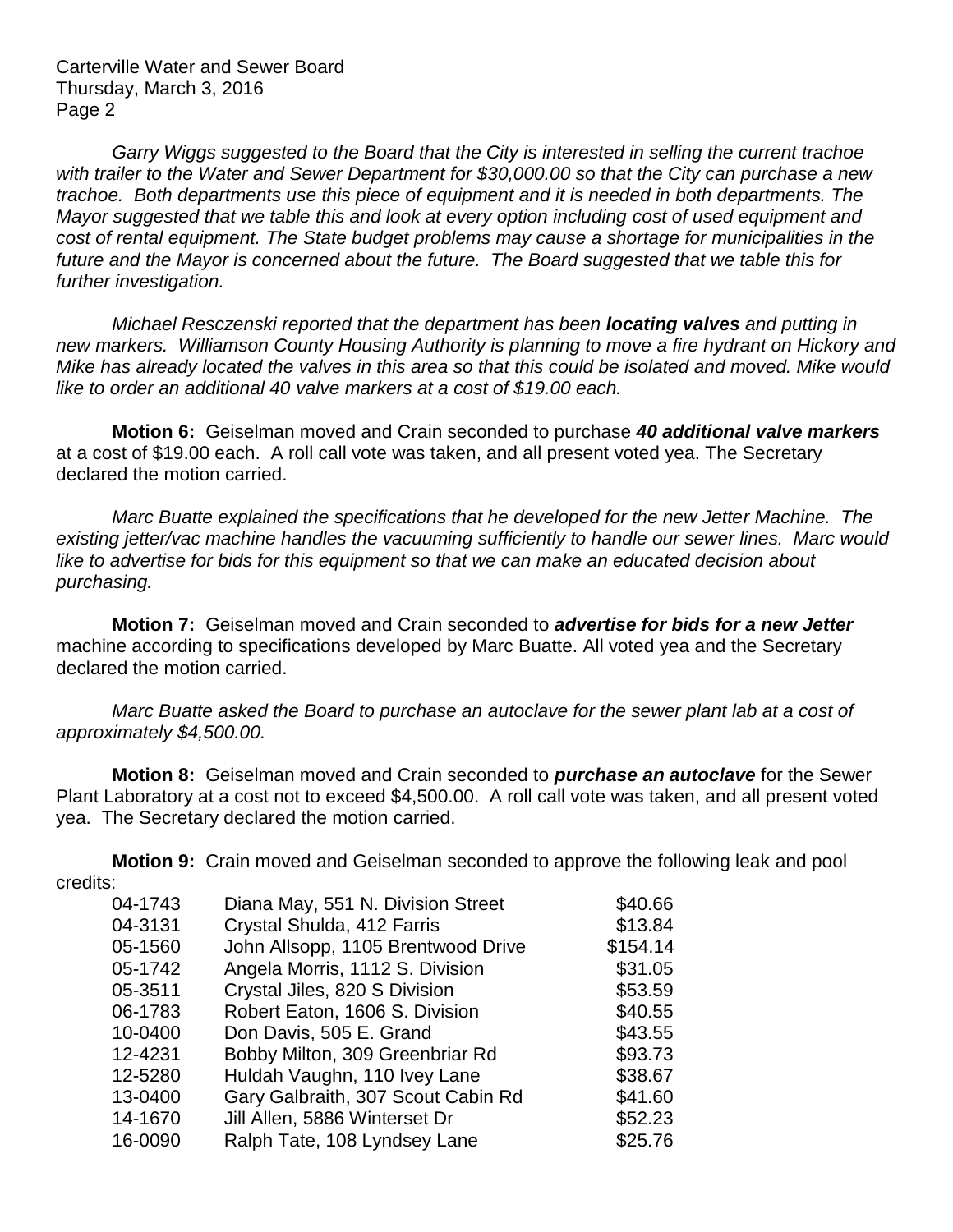*Garry Wiggs suggested to the Board that the City is interested in selling the current trachoe with trailer to the Water and Sewer Department for $30,000.00 so that the City can purchase a new trachoe. Both departments use this piece of equipment and it is needed in both departments. The Mayor suggested that we table this and look at every option including cost of used equipment and cost of rental equipment. The State budget problems may cause a shortage for municipalities in the future and the Mayor is concerned about the future. The Board suggested that we table this for further investigation.*

*Michael Resczenski reported that the department has been **locating valves** and putting in new markers. Williamson County Housing Authority is planning to move a fire hydrant on Hickory and Mike has already located the valves in this area so that this could be isolated and moved. Mike would like to order an additional 40 valve markers at a cost of $19.00 each.*

**Motion 6:** Geiselman moved and Crain seconded to purchase ***40 additional valve markers*** at a cost of $19.00 each. A roll call vote was taken, and all present voted yea. The Secretary declared the motion carried.

*Marc Buatte explained the specifications that he developed for the new Jetter Machine. The existing jetter/vac machine handles the vacuuming sufficiently to handle our sewer lines. Marc would like to advertise for bids for this equipment so that we can make an educated decision about purchasing.*

**Motion 7:** Geiselman moved and Crain seconded to ***advertise for bids for a new Jetter*** machine according to specifications developed by Marc Buatte. All voted yea and the Secretary declared the motion carried.

*Marc Buatte asked the Board to purchase an autoclave for the sewer plant lab at a cost of approximately $4,500.00.*

**Motion 8:** Geiselman moved and Crain seconded to ***purchase an autoclave*** for the Sewer Plant Laboratory at a cost not to exceed $4,500.00. A roll call vote was taken, and all present voted yea. The Secretary declared the motion carried.

**Motion 9:** Crain moved and Geiselman seconded to approve the following leak and pool credits:

| | | |
|---|---|---:|
| 04-1743 | Diana May, 551 N. Division Street | $40.66 |
| 04-3131 | Crystal Shulda, 412 Farris | $13.84 |
| 05-1560 | John Allsopp, 1105 Brentwood Drive | $154.14 |
| 05-1742 | Angela Morris, 1112 S. Division | $31.05 |
| 05-3511 | Crystal Jiles, 820 S Division | $53.59 |
| 06-1783 | Robert Eaton, 1606 S. Division | $40.55 |
| 10-0400 | Don Davis, 505 E. Grand | $43.55 |
| 12-4231 | Bobby Milton, 309 Greenbriar Rd | $93.73 |
| 12-5280 | Huldah Vaughn, 110 Ivey Lane | $38.67 |
| 13-0400 | Gary Galbraith, 307 Scout Cabin Rd | $41.60 |
| 14-1670 | Jill Allen, 5886 Winterset Dr | $52.23 |
| 16-0090 | Ralph Tate, 108 Lyndsey Lane | $25.76 |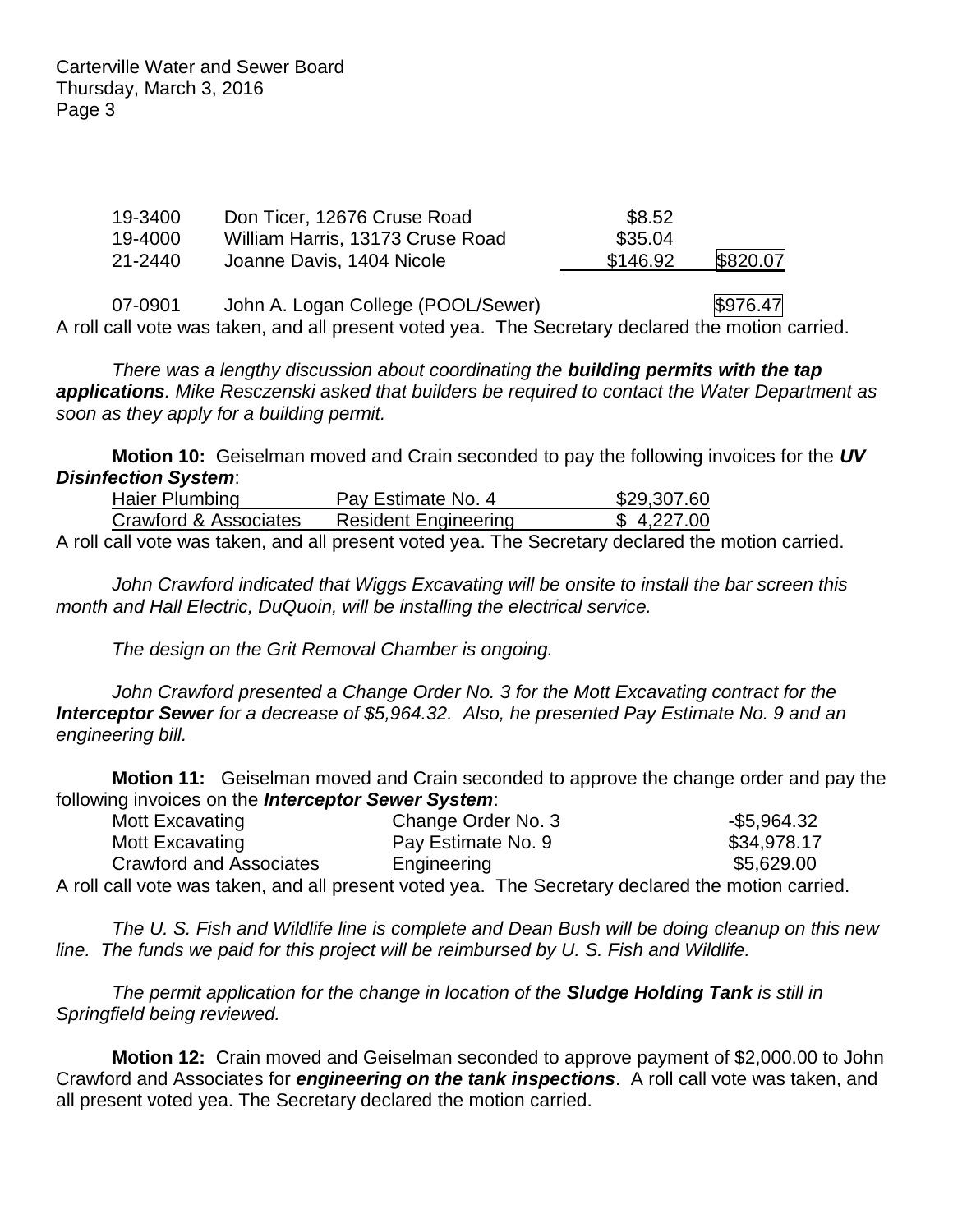| | | | |
|---|---|---|---|
| 19-3400 | Don Ticer, 12676 Cruse Road | $8.52 | |
| 19-4000 | William Harris, 13173 Cruse Road | $35.04 | |
| 21-2440 | Joanne Davis, 1404 Nicole | $146.92 | $820.07 |
| | | | |
| 07-0901 | John A. Logan College (POOL/Sewer) | | $976.47 |

A roll call vote was taken, and all present voted yea. The Secretary declared the motion carried.

*There was a lengthy discussion about coordinating the* ***building permits with the tap applications****. Mike Resczenski asked that builders be required to contact the Water Department as soon as they apply for a building permit.*

**Motion 10:** Geiselman moved and Crain seconded to pay the following invoices for the ***UV Disinfection System***:

| | | |
|---|---|---|
| Haier Plumbing | Pay Estimate No. 4 | $29,307.60 |
| Crawford & Associates | Resident Engineering | $ 4,227.00 |

A roll call vote was taken, and all present voted yea. The Secretary declared the motion carried.

*John Crawford indicated that Wiggs Excavating will be onsite to install the bar screen this month and Hall Electric, DuQuoin, will be installing the electrical service.*

*The design on the Grit Removal Chamber is ongoing.*

*John Crawford presented a Change Order No. 3 for the Mott Excavating contract for the* ***Interceptor Sewer*** *for a decrease of $5,964.32. Also, he presented Pay Estimate No. 9 and an engineering bill.*

**Motion 11:** Geiselman moved and Crain seconded to approve the change order and pay the following invoices on the ***Interceptor Sewer System***:

| | | |
|---|---|---|
| Mott Excavating | Change Order No. 3 | -$5,964.32 |
| Mott Excavating | Pay Estimate No. 9 | $34,978.17 |
| Crawford and Associates | Engineering | $5,629.00 |

A roll call vote was taken, and all present voted yea. The Secretary declared the motion carried.

*The U. S. Fish and Wildlife line is complete and Dean Bush will be doing cleanup on this new line. The funds we paid for this project will be reimbursed by U. S. Fish and Wildlife.*

*The permit application for the change in location of the* ***Sludge Holding Tank*** *is still in Springfield being reviewed.*

**Motion 12:** Crain moved and Geiselman seconded to approve payment of $2,000.00 to John Crawford and Associates for ***engineering on the tank inspections***. A roll call vote was taken, and all present voted yea. The Secretary declared the motion carried.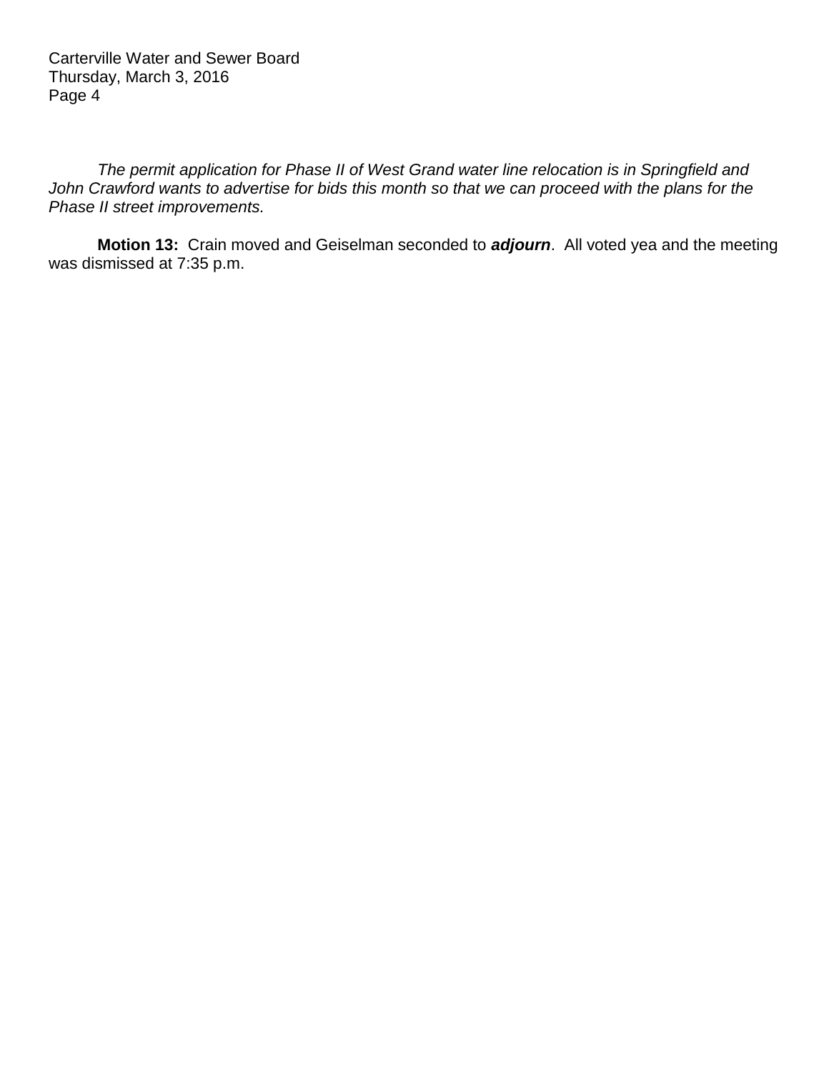*The permit application for Phase II of West Grand water line relocation is in Springfield and John Crawford wants to advertise for bids this month so that we can proceed with the plans for the Phase II street improvements.*

**Motion 13:** Crain moved and Geiselman seconded to ***adjourn***. All voted yea and the meeting was dismissed at 7:35 p.m.